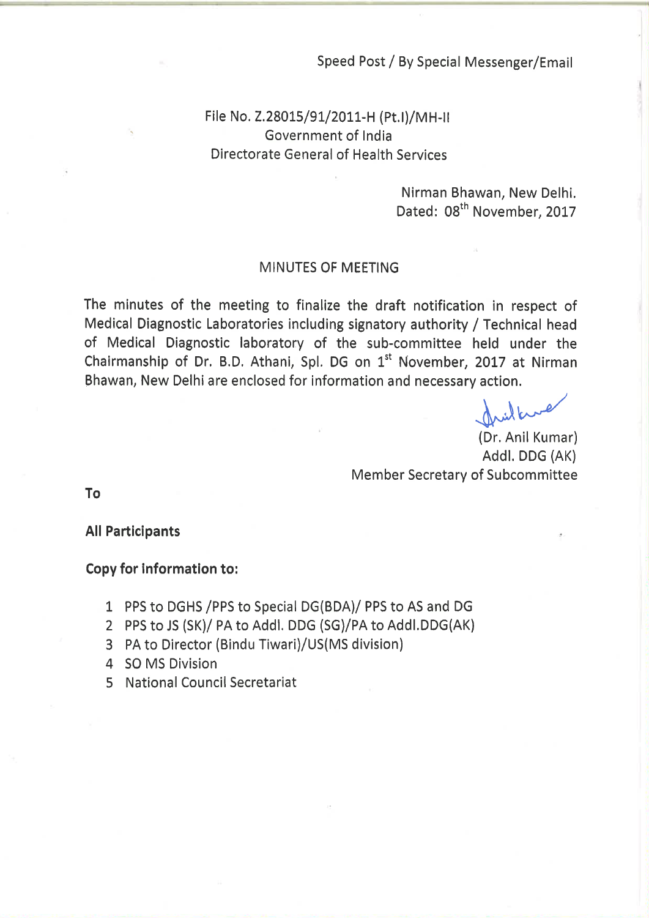Speed Post / By Special Messenger/Email

File No. Z.28015/91/2011-H (Pt.I)/MH-II
Government of India
Directorate General of Health Services

Nirman Bhawan, New Delhi.
Dated: 08th November, 2017

## MINUTES OF MEETING

The minutes of the meeting to finalize the draft notification in respect of Medical Diagnostic Laboratories including signatory authority / Technical head of Medical Diagnostic laboratory of the sub-committee held under the Chairmanship of Dr. B.D. Athani, Spl. DG on 1st November, 2017 at Nirman Bhawan, New Delhi are enclosed for information and necessary action.

(Dr. Anil Kumar)
Addl. DDG (AK)
Member Secretary of Subcommittee

**To**

**All Participants**

**Copy for information to:**

1. PPS to DGHS /PPS to Special DG(BDA)/ PPS to AS and DG
2. PPS to JS (SK)/ PA to Addl. DDG (SG)/PA to Addl.DDG(AK)
3. PA to Director (Bindu Tiwari)/US(MS division)
4. SO MS Division
5. National Council Secretariat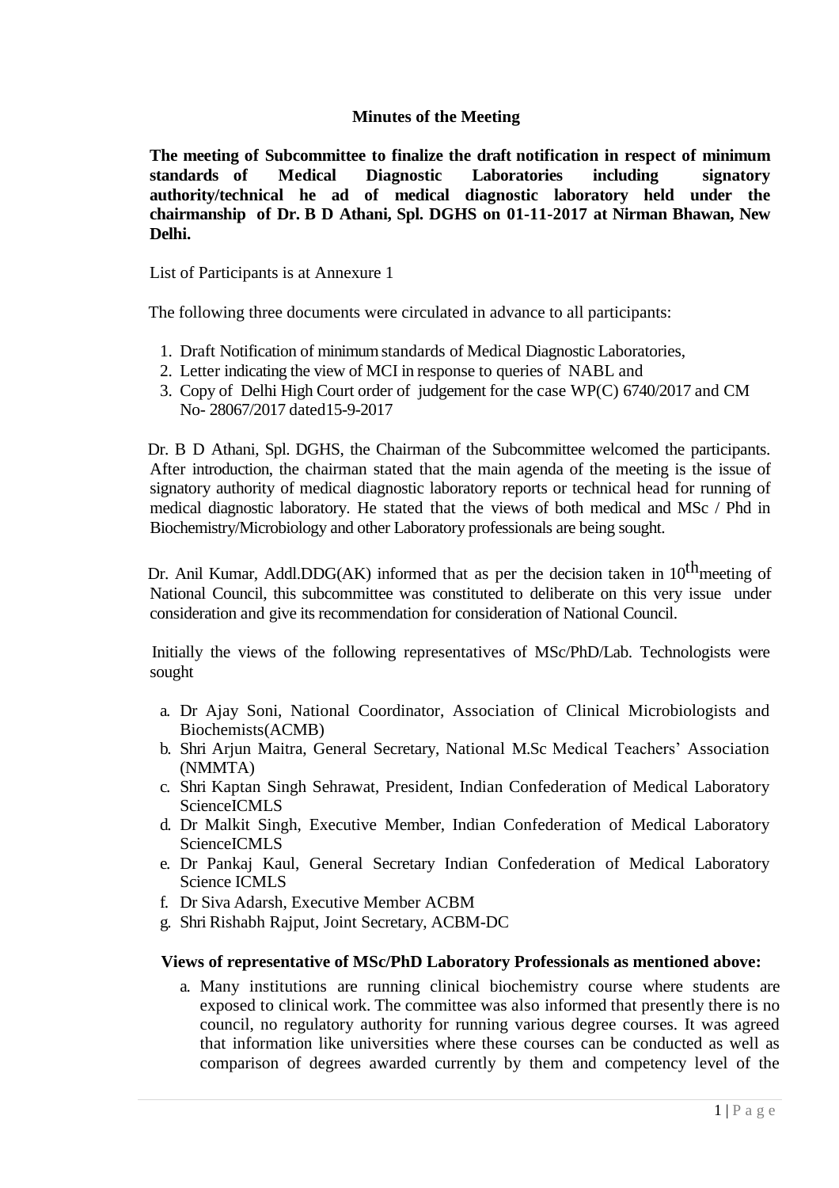**Minutes of the Meeting**

**The meeting of Subcommittee to finalize the draft notification in respect of minimum standards of Medical Diagnostic Laboratories including signatory authority/technical he ad of medical diagnostic laboratory held under the chairmanship of Dr. B D Athani, Spl. DGHS on 01-11-2017 at Nirman Bhawan, New Delhi.**

List of Participants is at Annexure 1

The following three documents were circulated in advance to all participants:

1. Draft Notification of minimum standards of Medical Diagnostic Laboratories,
2. Letter indicating the view of MCI in response to queries of NABL and
3. Copy of Delhi High Court order of judgement for the case WP(C) 6740/2017 and CM No- 28067/2017 dated15-9-2017

Dr. B D Athani, Spl. DGHS, the Chairman of the Subcommittee welcomed the participants. After introduction, the chairman stated that the main agenda of the meeting is the issue of signatory authority of medical diagnostic laboratory reports or technical head for running of medical diagnostic laboratory. He stated that the views of both medical and MSc / Phd in Biochemistry/Microbiology and other Laboratory professionals are being sought.

Dr. Anil Kumar, Addl.DDG(AK) informed that as per the decision taken in 10th meeting of National Council, this subcommittee was constituted to deliberate on this very issue under consideration and give its recommendation for consideration of National Council.

Initially the views of the following representatives of MSc/PhD/Lab. Technologists were sought

a. Dr Ajay Soni, National Coordinator, Association of Clinical Microbiologists and Biochemists(ACMB)
b. Shri Arjun Maitra, General Secretary, National M.Sc Medical Teachers' Association (NMMTA)
c. Shri Kaptan Singh Sehrawat, President, Indian Confederation of Medical Laboratory ScienceICMLS
d. Dr Malkit Singh, Executive Member, Indian Confederation of Medical Laboratory ScienceICMLS
e. Dr Pankaj Kaul, General Secretary Indian Confederation of Medical Laboratory Science ICMLS
f. Dr Siva Adarsh, Executive Member ACBM
g. Shri Rishabh Rajput, Joint Secretary, ACBM-DC

**Views of representative of MSc/PhD Laboratory Professionals as mentioned above:**

a. Many institutions are running clinical biochemistry course where students are exposed to clinical work. The committee was also informed that presently there is no council, no regulatory authority for running various degree courses. It was agreed that information like universities where these courses can be conducted as well as comparison of degrees awarded currently by them and competency level of the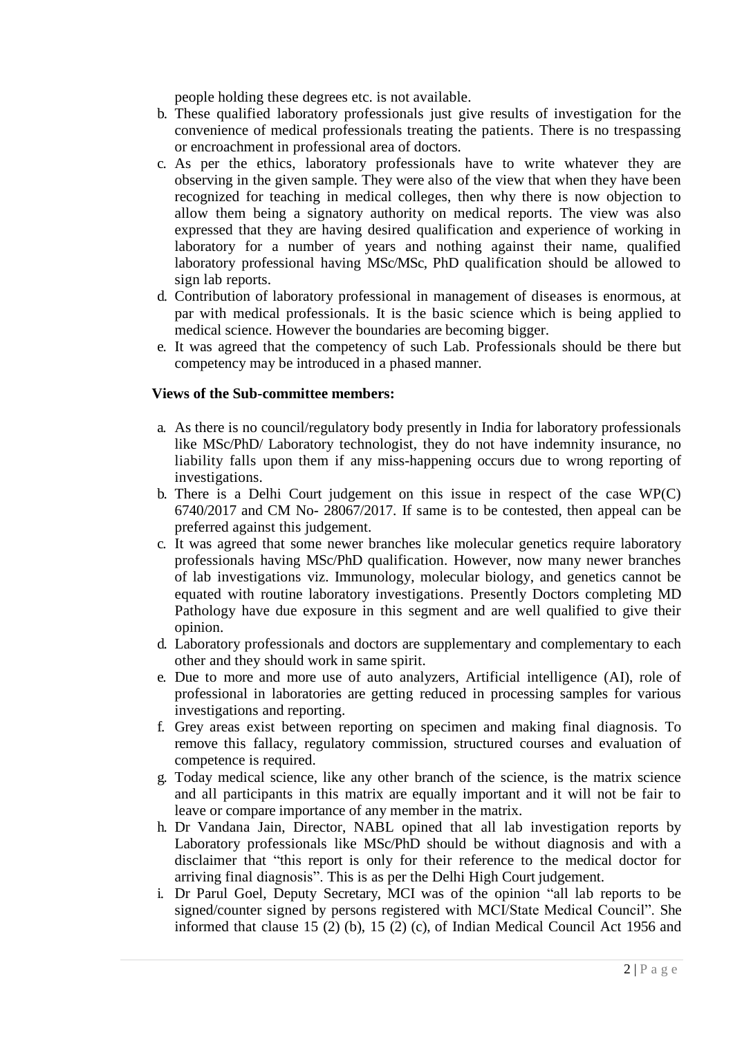people holding these degrees etc. is not available.

b. These qualified laboratory professionals just give results of investigation for the convenience of medical professionals treating the patients. There is no trespassing or encroachment in professional area of doctors.
c. As per the ethics, laboratory professionals have to write whatever they are observing in the given sample. They were also of the view that when they have been recognized for teaching in medical colleges, then why there is now objection to allow them being a signatory authority on medical reports. The view was also expressed that they are having desired qualification and experience of working in laboratory for a number of years and nothing against their name, qualified laboratory professional having MSc/MSc, PhD qualification should be allowed to sign lab reports.
d. Contribution of laboratory professional in management of diseases is enormous, at par with medical professionals. It is the basic science which is being applied to medical science. However the boundaries are becoming bigger.
e. It was agreed that the competency of such Lab. Professionals should be there but competency may be introduced in a phased manner.

**Views of the Sub-committee members:**

a. As there is no council/regulatory body presently in India for laboratory professionals like MSc/PhD/ Laboratory technologist, they do not have indemnity insurance, no liability falls upon them if any miss-happening occurs due to wrong reporting of investigations.
b. There is a Delhi Court judgement on this issue in respect of the case WP(C) 6740/2017 and CM No- 28067/2017. If same is to be contested, then appeal can be preferred against this judgement.
c. It was agreed that some newer branches like molecular genetics require laboratory professionals having MSc/PhD qualification. However, now many newer branches of lab investigations viz. Immunology, molecular biology, and genetics cannot be equated with routine laboratory investigations. Presently Doctors completing MD Pathology have due exposure in this segment and are well qualified to give their opinion.
d. Laboratory professionals and doctors are supplementary and complementary to each other and they should work in same spirit.
e. Due to more and more use of auto analyzers, Artificial intelligence (AI), role of professional in laboratories are getting reduced in processing samples for various investigations and reporting.
f. Grey areas exist between reporting on specimen and making final diagnosis. To remove this fallacy, regulatory commission, structured courses and evaluation of competence is required.
g. Today medical science, like any other branch of the science, is the matrix science and all participants in this matrix are equally important and it will not be fair to leave or compare importance of any member in the matrix.
h. Dr Vandana Jain, Director, NABL opined that all lab investigation reports by Laboratory professionals like MSc/PhD should be without diagnosis and with a disclaimer that "this report is only for their reference to the medical doctor for arriving final diagnosis". This is as per the Delhi High Court judgement.
i. Dr Parul Goel, Deputy Secretary, MCI was of the opinion "all lab reports to be signed/counter signed by persons registered with MCI/State Medical Council". She informed that clause 15 (2) (b), 15 (2) (c), of Indian Medical Council Act 1956 and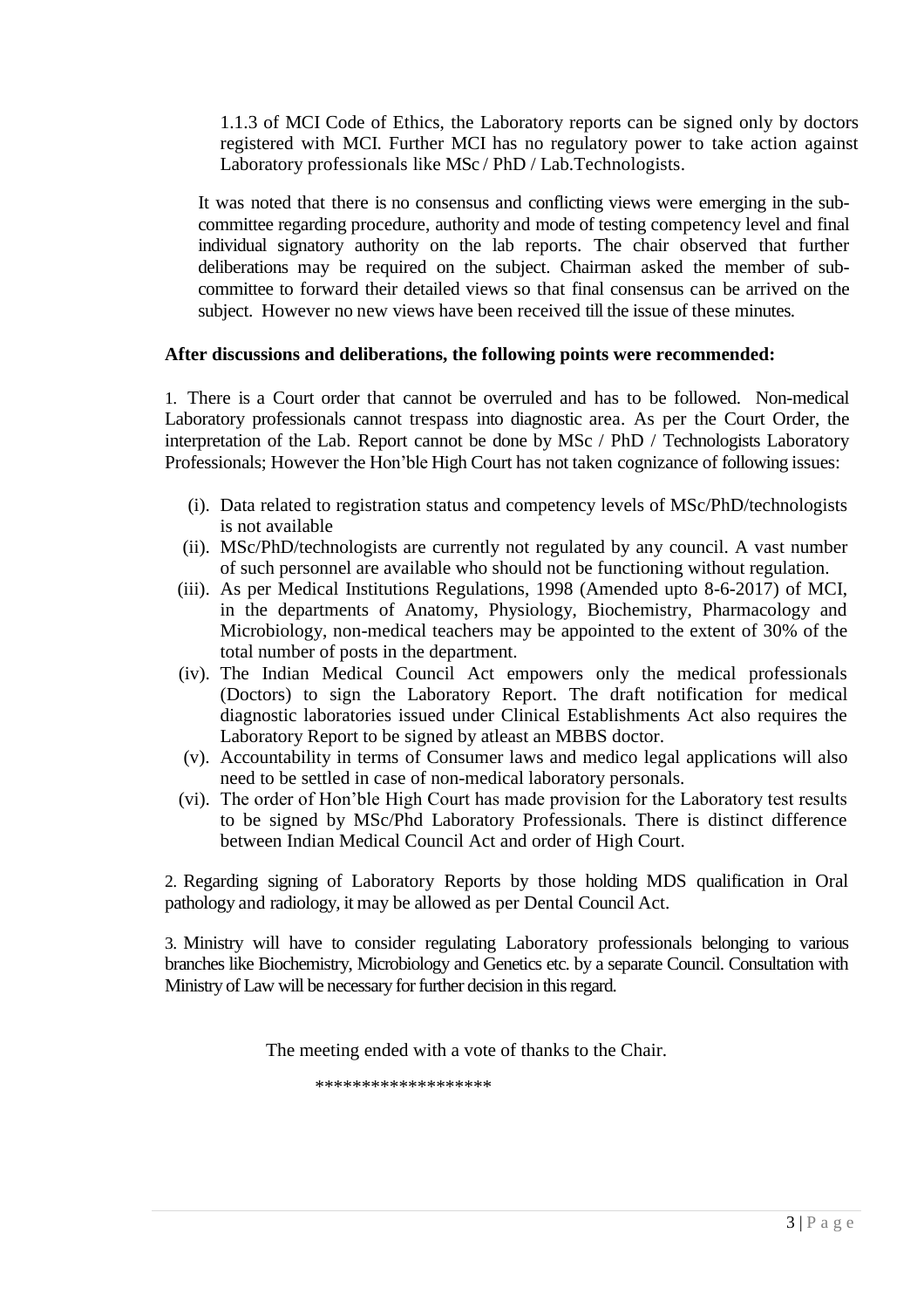1.1.3 of MCI Code of Ethics, the Laboratory reports can be signed only by doctors registered with MCI. Further MCI has no regulatory power to take action against Laboratory professionals like MSc / PhD / Lab.Technologists.

It was noted that there is no consensus and conflicting views were emerging in the sub-committee regarding procedure, authority and mode of testing competency level and final individual signatory authority on the lab reports. The chair observed that further deliberations may be required on the subject. Chairman asked the member of sub-committee to forward their detailed views so that final consensus can be arrived on the subject. However no new views have been received till the issue of these minutes.

**After discussions and deliberations, the following points were recommended:**

1. There is a Court order that cannot be overruled and has to be followed. Non-medical Laboratory professionals cannot trespass into diagnostic area. As per the Court Order, the interpretation of the Lab. Report cannot be done by MSc / PhD / Technologists Laboratory Professionals; However the Hon'ble High Court has not taken cognizance of following issues:

    (i). Data related to registration status and competency levels of MSc/PhD/technologists is not available

    (ii). MSc/PhD/technologists are currently not regulated by any council. A vast number of such personnel are available who should not be functioning without regulation.

    (iii). As per Medical Institutions Regulations, 1998 (Amended upto 8-6-2017) of MCI, in the departments of Anatomy, Physiology, Biochemistry, Pharmacology and Microbiology, non-medical teachers may be appointed to the extent of 30% of the total number of posts in the department.

    (iv). The Indian Medical Council Act empowers only the medical professionals (Doctors) to sign the Laboratory Report. The draft notification for medical diagnostic laboratories issued under Clinical Establishments Act also requires the Laboratory Report to be signed by atleast an MBBS doctor.

    (v). Accountability in terms of Consumer laws and medico legal applications will also need to be settled in case of non-medical laboratory personals.

    (vi). The order of Hon'ble High Court has made provision for the Laboratory test results to be signed by MSc/Phd Laboratory Professionals. There is distinct difference between Indian Medical Council Act and order of High Court.

2. Regarding signing of Laboratory Reports by those holding MDS qualification in Oral pathology and radiology, it may be allowed as per Dental Council Act.

3. Ministry will have to consider regulating Laboratory professionals belonging to various branches like Biochemistry, Microbiology and Genetics etc. by a separate Council. Consultation with Ministry of Law will be necessary for further decision in this regard.

The meeting ended with a vote of thanks to the Chair.

******************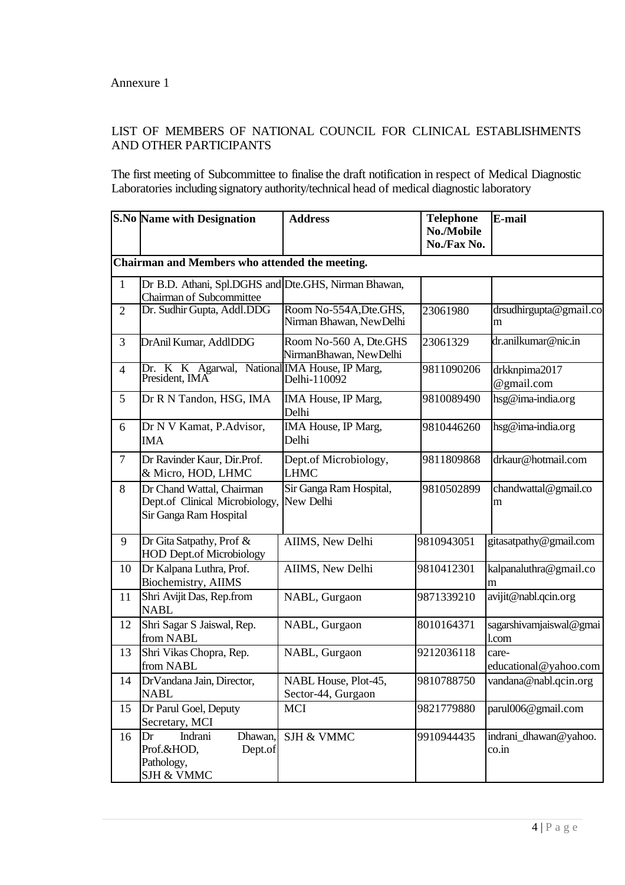Annexure 1

LIST OF MEMBERS OF NATIONAL COUNCIL FOR CLINICAL ESTABLISHMENTS AND OTHER PARTICIPANTS

The first meeting of Subcommittee to finalise the draft notification in respect of Medical Diagnostic Laboratories including signatory authority/technical head of medical diagnostic laboratory

| S.No | Name with Designation | Address | Telephone No./Mobile No./Fax No. | E-mail |
|---|---|---|---|---|
| **Chairman and Members who attended the meeting.** | | | | |
| 1 | Dr B.D. Athani, Spl.DGHS and Chairman of Subcommittee | Dte.GHS, Nirman Bhawan, | | |
| 2 | Dr. Sudhir Gupta, Addl.DDG | Room No-554A,Dte.GHS, Nirman Bhawan, NewDelhi | 23061980 | drsudhirgupta@gmail.com |
| 3 | DrAnil Kumar, AddlDDG | Room No-560 A, Dte.GHS NirmanBhawan, NewDelhi | 23061329 | dr.anilkumar@nic.in |
| 4 | Dr. K K Agarwal, National President, IMA | IMA House, IP Marg, Delhi-110092 | 9811090206 | drkknpima2017 @gmail.com |
| 5 | Dr R N Tandon, HSG, IMA | IMA House, IP Marg, Delhi | 9810089490 | hsg@ima-india.org |
| 6 | Dr N V Kamat, P.Advisor, IMA | IMA House, IP Marg, Delhi | 9810446260 | hsg@ima-india.org |
| 7 | Dr Ravinder Kaur, Dir.Prof. & Micro, HOD, LHMC | Dept.of Microbiology, LHMC | 9811809868 | drkaur@hotmail.com |
| 8 | Dr Chand Wattal, Chairman Dept.of Clinical Microbiology, Sir Ganga Ram Hospital | Sir Ganga Ram Hospital, New Delhi | 9810502899 | chandwattal@gmail.com |
| 9 | Dr Gita Satpathy, Prof & HOD Dept.of Microbiology | AIIMS, New Delhi | 9810943051 | gitasatpathy@gmail.com |
| 10 | Dr Kalpana Luthra, Prof. Biochemistry, AIIMS | AIIMS, New Delhi | 9810412301 | kalpanaluthra@gmail.com |
| 11 | Shri Avijit Das, Rep.from NABL | NABL, Gurgaon | 9871339210 | avijit@nabl.qcin.org |
| 12 | Shri Sagar S Jaiswal, Rep. from NABL | NABL, Gurgaon | 8010164371 | sagarshivamjaiswal@gmail.com |
| 13 | Shri Vikas Chopra, Rep. from NABL | NABL, Gurgaon | 9212036118 | care-educational@yahoo.com |
| 14 | DrVandana Jain, Director, NABL | NABL House, Plot-45, Sector-44, Gurgaon | 9810788750 | vandana@nabl.qcin.org |
| 15 | Dr Parul Goel, Deputy Secretary, MCI | MCI | 9821779880 | parul006@gmail.com |
| 16 | Dr Indrani Dhawan, Prof.&HOD, Dept.of Pathology, SJH & VMMC | SJH & VMMC | 9910944435 | indrani_dhawan@yahoo.co.in |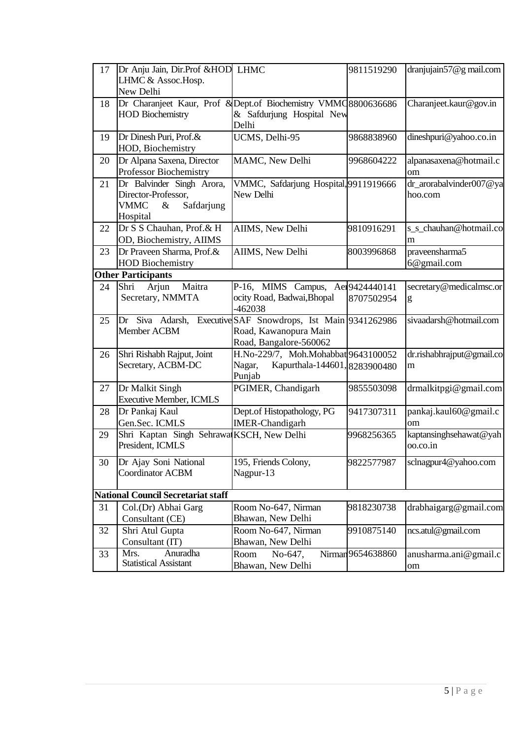| | | | | |
|---|---|---|---|---|
| 17 | Dr Anju Jain, Dir.Prof &HOD LHMC & Assoc.Hosp. New Delhi | LHMC | 9811519290 | dranjujain57@g mail.com |
| 18 | Dr Charanjeet Kaur, Prof & HOD Biochemistry | Dept.of Biochemistry VMMC & Safdurjung Hospital New Delhi | 8800636686 | Charanjeet.kaur@gov.in |
| 19 | Dr Dinesh Puri, Prof.& HOD, Biochemistry | UCMS, Delhi-95 | 9868838960 | dineshpuri@yahoo.co.in |
| 20 | Dr Alpana Saxena, Director Professor Biochemistry | MAMC, New Delhi | 9968604222 | alpanasaxena@hotmail.com |
| 21 | Dr Balvinder Singh Arora, Director-Professor, VMMC & Safdarjung Hospital | VMMC, Safdarjung Hospital, New Delhi | 9911919666 | dr_arorabalvinder007@yahoo.com |
| 22 | Dr S S Chauhan, Prof.& HOD, Biochemistry, AIIMS | AIIMS, New Delhi | 9810916291 | s_s_chauhan@hotmail.com |
| 23 | Dr Praveen Sharma, Prof.& HOD Biochemistry | AIIMS, New Delhi | 8003996868 | praveensharma56@gmail.com |
| **Other Participants** | | | | |
| 24 | Shri Arjun Maitra Secretary, NMMTA | P-16, MIMS Campus, Aerocity Road, Badwai,Bhopal -462038 | 9424440141 8707502954 | secretary@medicalmsc.org |
| 25 | Dr Siva Adarsh, Executive Member ACBM | SAF Snowdrops, Ist Main Road, Kawanopura Main Road, Bangalore-560062 | 9341262986 | sivaadarsh@hotmail.com |
| 26 | Shri Rishabh Rajput, Joint Secretary, ACBM-DC | H.No-229/7, Moh.Mohabbat Nagar, Kapurthala-144601, Punjab | 9643100052 8283900480 | dr.rishabhrajput@gmail.com |
| 27 | Dr Malkit Singh Executive Member, ICMLS | PGIMER, Chandigarh | 9855503098 | drmalkitpgi@gmail.com |
| 28 | Dr Pankaj Kaul Gen.Sec. ICMLS | Dept.of Histopathology, PGIMER-Chandigarh | 9417307311 | pankaj.kaul60@gmail.com |
| 29 | Shri Kaptan Singh Sehrawat President, ICMLS | KSCH, New Delhi | 9968256365 | kaptansinghsehawat@yahoo.co.in |
| 30 | Dr Ajay Soni National Coordinator ACBM | 195, Friends Colony, Nagpur-13 | 9822577987 | sclnagpur4@yahoo.com |
| **National Council Secretariat staff** | | | | |
| 31 | Col.(Dr) Abhai Garg Consultant (CE) | Room No-647, Nirman Bhawan, New Delhi | 9818230738 | drabhaigarg@gmail.com |
| 32 | Shri Atul Gupta Consultant (IT) | Room No-647, Nirman Bhawan, New Delhi | 9910875140 | ncs.atul@gmail.com |
| 33 | Mrs. Anuradha Statistical Assistant | Room No-647, Nirman Bhawan, New Delhi | 9654638860 | anusharma.ani@gmail.com |